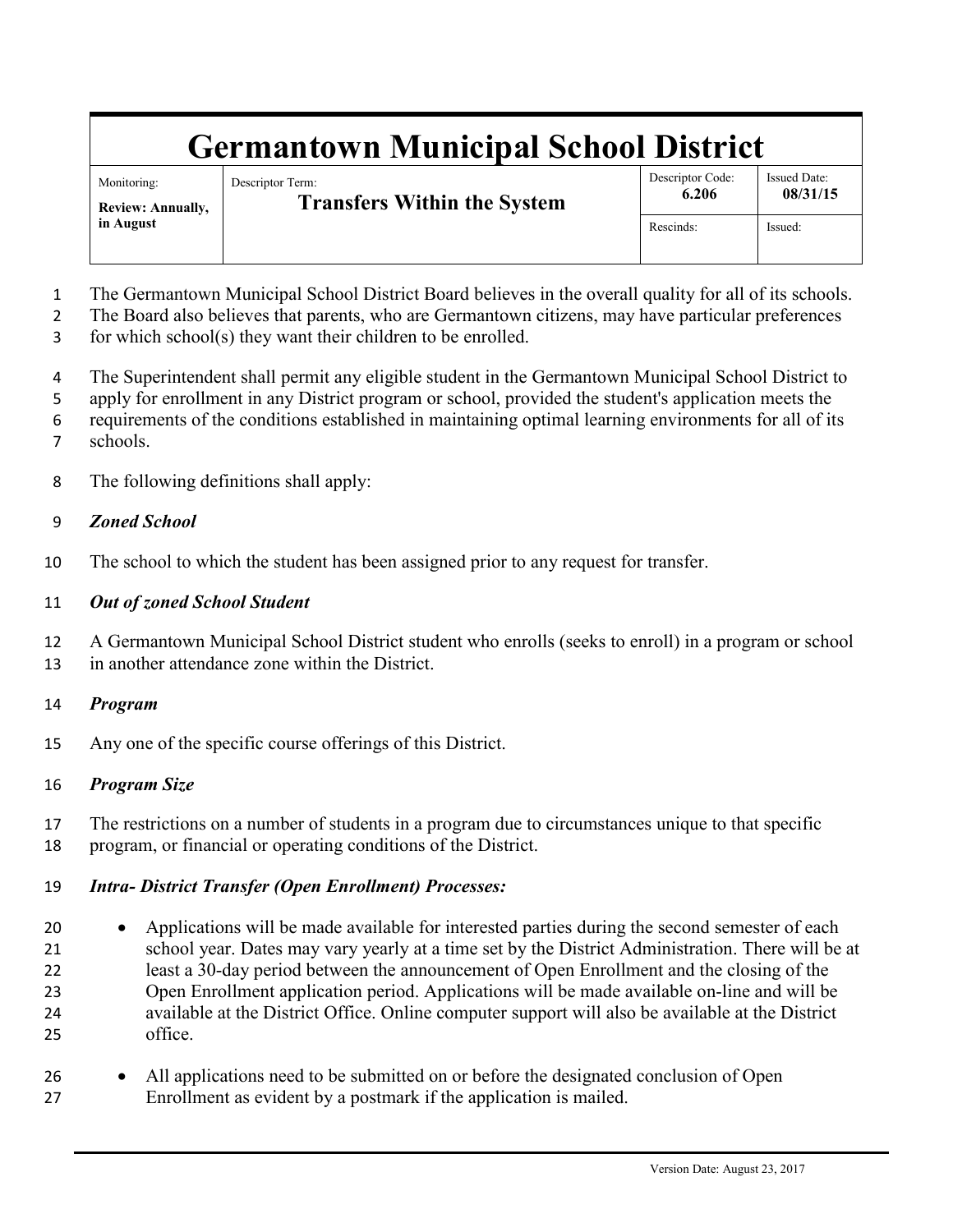# Germantown Municipal School District

| Monitoring: | Descriptor Term: | Descriptor Code: | Issued Date: |
|---|---|---|---|
| **Review: Annually, in August** | **Transfers Within the System** | **6.206** | **08/31/15** |
| | | Rescinds: | Issued: |

The Germantown Municipal School District Board believes in the overall quality for all of its schools. The Board also believes that parents, who are Germantown citizens, may have particular preferences for which school(s) they want their children to be enrolled.

The Superintendent shall permit any eligible student in the Germantown Municipal School District to apply for enrollment in any District program or school, provided the student's application meets the requirements of the conditions established in maintaining optimal learning environments for all of its schools.

The following definitions shall apply:

***Zoned School***

The school to which the student has been assigned prior to any request for transfer.

***Out of zoned School Student***

A Germantown Municipal School District student who enrolls (seeks to enroll) in a program or school in another attendance zone within the District.

***Program***

Any one of the specific course offerings of this District.

***Program Size***

The restrictions on a number of students in a program due to circumstances unique to that specific program, or financial or operating conditions of the District.

***Intra- District Transfer (Open Enrollment) Processes:***

- Applications will be made available for interested parties during the second semester of each school year. Dates may vary yearly at a time set by the District Administration. There will be at least a 30-day period between the announcement of Open Enrollment and the closing of the Open Enrollment application period. Applications will be made available on-line and will be available at the District Office. Online computer support will also be available at the District office.

- All applications need to be submitted on or before the designated conclusion of Open Enrollment as evident by a postmark if the application is mailed.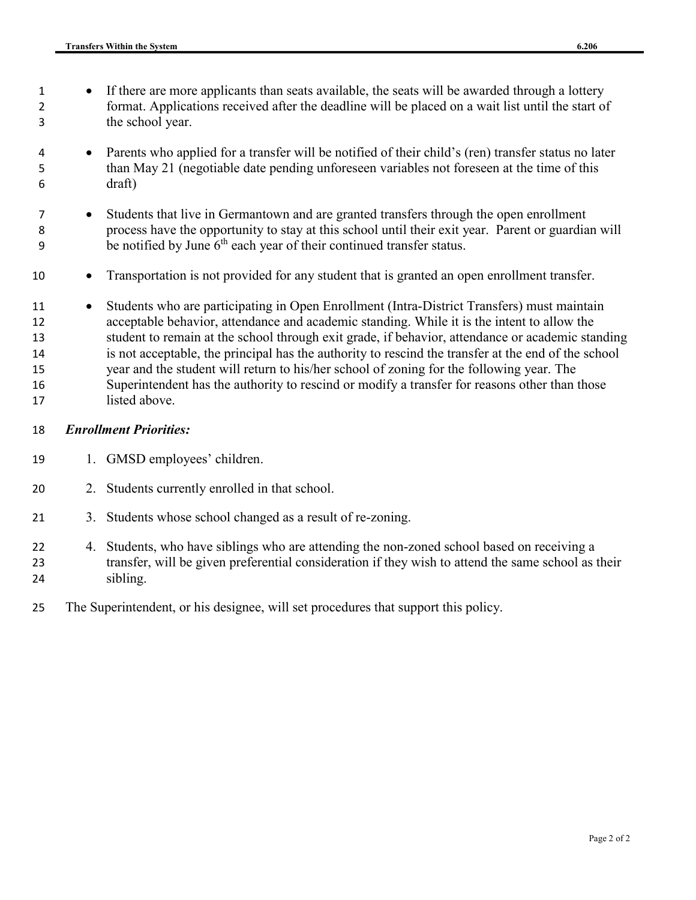- If there are more applicants than seats available, the seats will be awarded through a lottery format. Applications received after the deadline will be placed on a wait list until the start of the school year.
- Parents who applied for a transfer will be notified of their child's (ren) transfer status no later than May 21 (negotiable date pending unforeseen variables not foreseen at the time of this draft)
- Students that live in Germantown and are granted transfers through the open enrollment process have the opportunity to stay at this school until their exit year. Parent or guardian will be notified by June 6th each year of their continued transfer status.
- Transportation is not provided for any student that is granted an open enrollment transfer.
- Students who are participating in Open Enrollment (Intra-District Transfers) must maintain acceptable behavior, attendance and academic standing. While it is the intent to allow the student to remain at the school through exit grade, if behavior, attendance or academic standing is not acceptable, the principal has the authority to rescind the transfer at the end of the school year and the student will return to his/her school of zoning for the following year. The Superintendent has the authority to rescind or modify a transfer for reasons other than those listed above.

***Enrollment Priorities:***

1. GMSD employees' children.
2. Students currently enrolled in that school.
3. Students whose school changed as a result of re-zoning.
4. Students, who have siblings who are attending the non-zoned school based on receiving a transfer, will be given preferential consideration if they wish to attend the same school as their sibling.

The Superintendent, or his designee, will set procedures that support this policy.